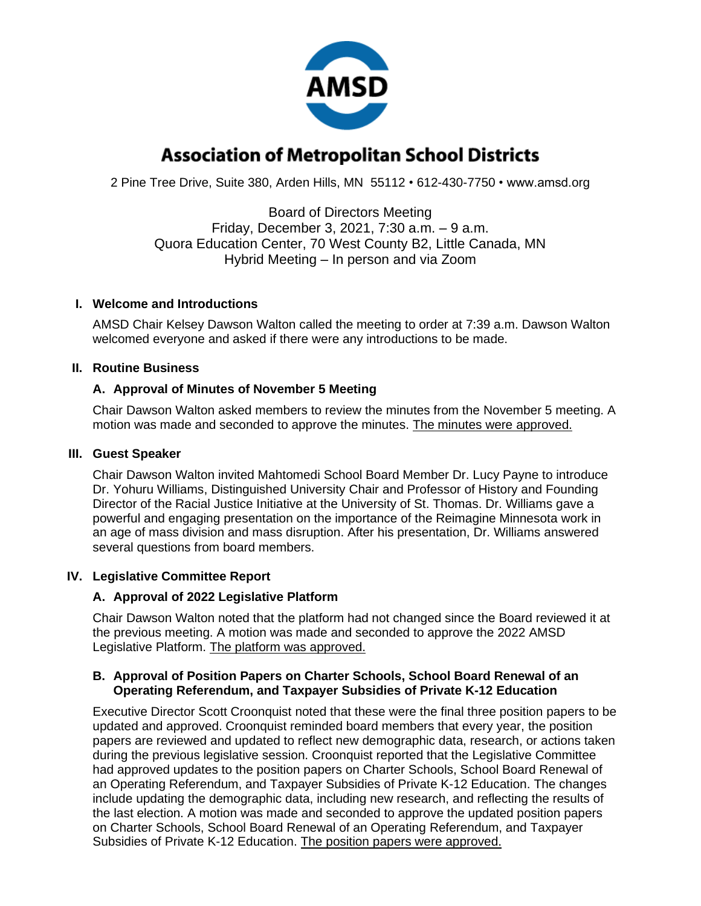# Association of Metropolitan School Districts

2 Pine Tree Drive, Suite 380, Arden Hills, MN 55112 • 612-430-7750 • www.amsd.org

Board of Directors Meeting
Friday, December 3, 2021, 7:30 a.m. – 9 a.m.
Quora Education Center, 70 West County B2, Little Canada, MN
Hybrid Meeting – In person and via Zoom

## I. Welcome and Introductions

AMSD Chair Kelsey Dawson Walton called the meeting to order at 7:39 a.m. Dawson Walton welcomed everyone and asked if there were any introductions to be made.

## II. Routine Business

### A. Approval of Minutes of November 5 Meeting

Chair Dawson Walton asked members to review the minutes from the November 5 meeting. A motion was made and seconded to approve the minutes. The minutes were approved.

## III. Guest Speaker

Chair Dawson Walton invited Mahtomedi School Board Member Dr. Lucy Payne to introduce Dr. Yohuru Williams, Distinguished University Chair and Professor of History and Founding Director of the Racial Justice Initiative at the University of St. Thomas. Dr. Williams gave a powerful and engaging presentation on the importance of the Reimagine Minnesota work in an age of mass division and mass disruption. After his presentation, Dr. Williams answered several questions from board members.

## IV. Legislative Committee Report

### A. Approval of 2022 Legislative Platform

Chair Dawson Walton noted that the platform had not changed since the Board reviewed it at the previous meeting. A motion was made and seconded to approve the 2022 AMSD Legislative Platform. The platform was approved.

### B. Approval of Position Papers on Charter Schools, School Board Renewal of an Operating Referendum, and Taxpayer Subsidies of Private K-12 Education

Executive Director Scott Croonquist noted that these were the final three position papers to be updated and approved. Croonquist reminded board members that every year, the position papers are reviewed and updated to reflect new demographic data, research, or actions taken during the previous legislative session. Croonquist reported that the Legislative Committee had approved updates to the position papers on Charter Schools, School Board Renewal of an Operating Referendum, and Taxpayer Subsidies of Private K-12 Education. The changes include updating the demographic data, including new research, and reflecting the results of the last election. A motion was made and seconded to approve the updated position papers on Charter Schools, School Board Renewal of an Operating Referendum, and Taxpayer Subsidies of Private K-12 Education. The position papers were approved.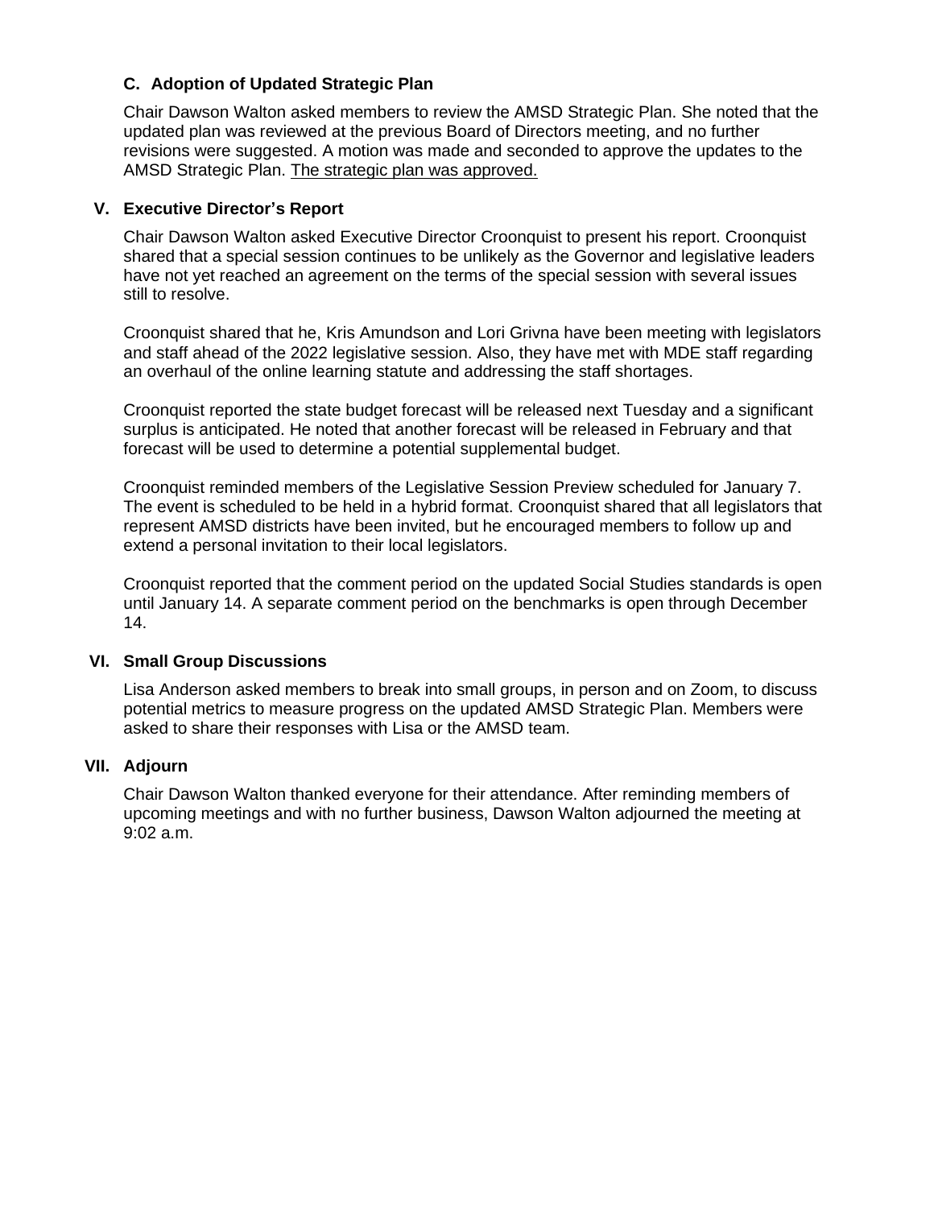### C. Adoption of Updated Strategic Plan

Chair Dawson Walton asked members to review the AMSD Strategic Plan. She noted that the updated plan was reviewed at the previous Board of Directors meeting, and no further revisions were suggested. A motion was made and seconded to approve the updates to the AMSD Strategic Plan. The strategic plan was approved.

## V. Executive Director's Report

Chair Dawson Walton asked Executive Director Croonquist to present his report. Croonquist shared that a special session continues to be unlikely as the Governor and legislative leaders have not yet reached an agreement on the terms of the special session with several issues still to resolve.

Croonquist shared that he, Kris Amundson and Lori Grivna have been meeting with legislators and staff ahead of the 2022 legislative session. Also, they have met with MDE staff regarding an overhaul of the online learning statute and addressing the staff shortages.

Croonquist reported the state budget forecast will be released next Tuesday and a significant surplus is anticipated. He noted that another forecast will be released in February and that forecast will be used to determine a potential supplemental budget.

Croonquist reminded members of the Legislative Session Preview scheduled for January 7. The event is scheduled to be held in a hybrid format. Croonquist shared that all legislators that represent AMSD districts have been invited, but he encouraged members to follow up and extend a personal invitation to their local legislators.

Croonquist reported that the comment period on the updated Social Studies standards is open until January 14. A separate comment period on the benchmarks is open through December 14.

## VI. Small Group Discussions

Lisa Anderson asked members to break into small groups, in person and on Zoom, to discuss potential metrics to measure progress on the updated AMSD Strategic Plan. Members were asked to share their responses with Lisa or the AMSD team.

## VII. Adjourn

Chair Dawson Walton thanked everyone for their attendance. After reminding members of upcoming meetings and with no further business, Dawson Walton adjourned the meeting at 9:02 a.m.